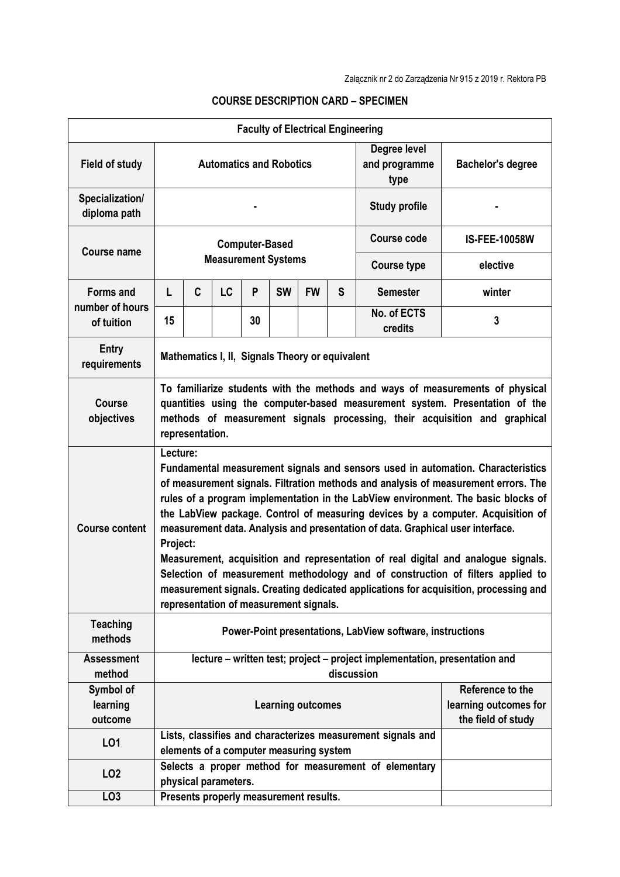Załącznik nr 2 do Zarządzenia Nr 915 z 2019 r. Rektora PB

## COURSE DESCRIPTION CARD – SPECIMEN

| Faculty of Electrical Engineering | | | | | | | | | |
|---|---|---|---|---|---|---|---|---|---|
| **Field of study** | Automatics and Robotics | | | | | | | **Degree level and programme type** | Bachelor's degree |
| **Specialization/ diploma path** | - | | | | | | | **Study profile** | - |
| **Course name** | Computer-Based Measurement Systems | | | | | | | **Course code** | IS-FEE-10058W |
| | | | | | | | | **Course type** | elective |
| **Forms and number of hours of tuition** | L | C | LC | P | SW | FW | S | **Semester** | winter |
| | 15 | | | 30 | | | | **No. of ECTS credits** | 3 |
| **Entry requirements** | Mathematics I, II, Signals Theory or equivalent | | | | | | | | |
| **Course objectives** | To familiarize students with the methods and ways of measurements of physical quantities using the computer-based measurement system. Presentation of the methods of measurement signals processing, their acquisition and graphical representation. | | | | | | | | |
| **Course content** | **Lecture:** Fundamental measurement signals and sensors used in automation. Characteristics of measurement signals. Filtration methods and analysis of measurement errors. The rules of a program implementation in the LabView environment. The basic blocks of the LabView package. Control of measuring devices by a computer. Acquisition of measurement data. Analysis and presentation of data. Graphical user interface. **Project:** Measurement, acquisition and representation of real digital and analogue signals. Selection of measurement methodology and of construction of filters applied to measurement signals. Creating dedicated applications for acquisition, processing and representation of measurement signals. | | | | | | | | |
| **Teaching methods** | Power-Point presentations, LabView software, instructions | | | | | | | | |
| **Assessment method** | lecture – written test; project – project implementation, presentation and discussion | | | | | | | | |
| **Symbol of learning outcome** | Learning outcomes | | | | | | | | Reference to the learning outcomes for the field of study |
| **LO1** | Lists, classifies and characterizes measurement signals and elements of a computer measuring system | | | | | | | | |
| **LO2** | Selects a proper method for measurement of elementary physical parameters. | | | | | | | | |
| **LO3** | Presents properly measurement results. | | | | | | | | |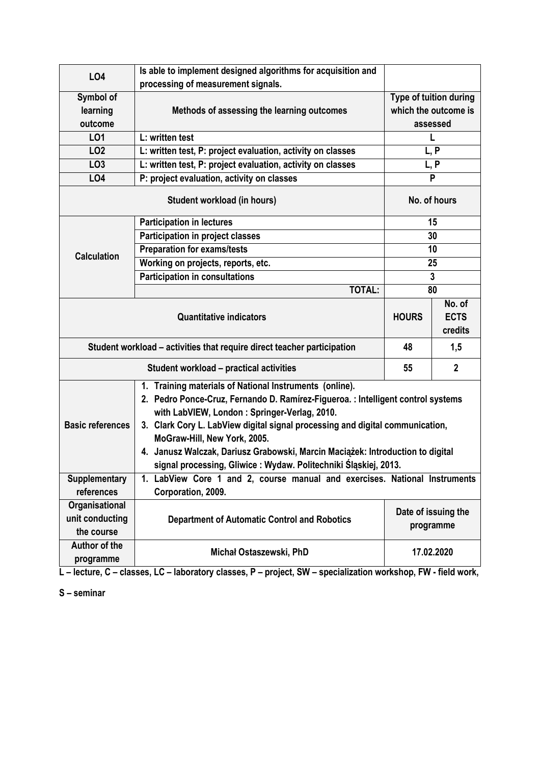| | | | |
|---|---|---|---|
| **LO4** | **Is able to implement designed algorithms for acquisition and processing of measurement signals.** | | |
| **Symbol of learning outcome** | **Methods of assessing the learning outcomes** | **Type of tuition during which the outcome is assessed** | |
| **LO1** | **L: written test** | **L** | |
| **LO2** | **L: written test, P: project evaluation, activity on classes** | **L, P** | |
| **LO3** | **L: written test, P: project evaluation, activity on classes** | **L, P** | |
| **LO4** | **P: project evaluation, activity on classes** | **P** | |
| **Student workload (in hours)** | | **No. of hours** | |
| **Calculation** | **Participation in lectures** | **15** | |
| | **Participation in project classes** | **30** | |
| | **Preparation for exams/tests** | **10** | |
| | **Working on projects, reports, etc.** | **25** | |
| | **Participation in consultations** | **3** | |
| | **TOTAL:** | **80** | |
| **Quantitative indicators** | | **HOURS** | **No. of ECTS credits** |
| **Student workload – activities that require direct teacher participation** | | **48** | **1,5** |
| **Student workload – practical activities** | | **55** | **2** |
| **Basic references** | **1. Training materials of National Instruments (online).**<br>**2. Pedro Ponce-Cruz, Fernando D. Ramírez-Figueroa. : Intelligent control systems with LabVIEW, London : Springer-Verlag, 2010.**<br>**3. Clark Cory L. LabView digital signal processing and digital communication, MoGraw-Hill, New York, 2005.**<br>**4. Janusz Walczak, Dariusz Grabowski, Marcin Maciążek: Introduction to digital signal processing, Gliwice : Wydaw. Politechniki Śląskiej, 2013.** | | |
| **Supplementary references** | **1. LabView Core 1 and 2, course manual and exercises. National Instruments Corporation, 2009.** | | |
| **Organisational unit conducting the course** | **Department of Automatic Control and Robotics** | **Date of issuing the programme** | |
| **Author of the programme** | **Michał Ostaszewski, PhD** | **17.02.2020** | |

**L – lecture, C – classes, LC – laboratory classes, P – project, SW – specialization workshop, FW - field work, S – seminar**